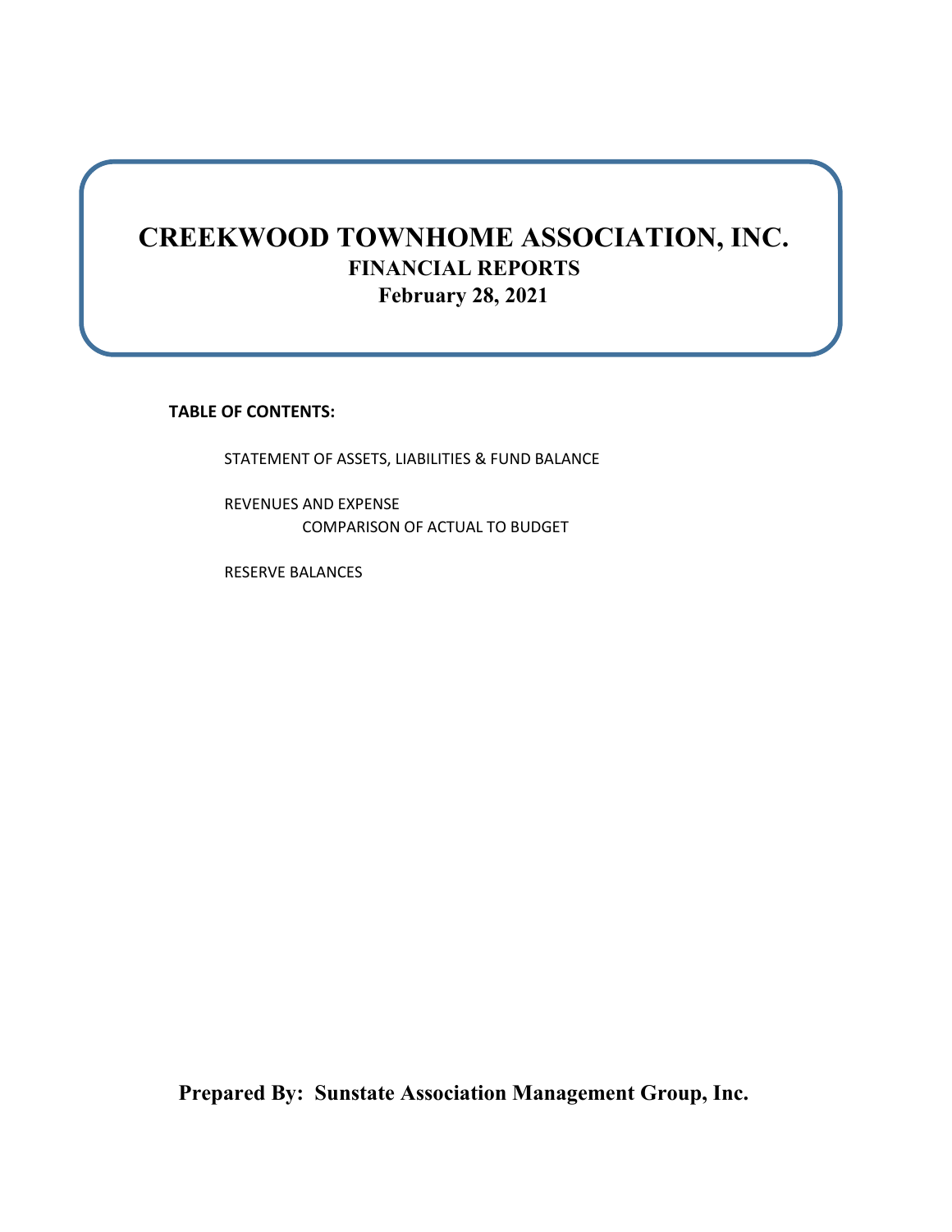# CREEKWOOD TOWNHOME ASSOCIATION, INC.

## FINANCIAL REPORTS

## February 28, 2021

**TABLE OF CONTENTS:**

STATEMENT OF ASSETS, LIABILITIES & FUND BALANCE

REVENUES AND EXPENSE
COMPARISON OF ACTUAL TO BUDGET

RESERVE BALANCES

**Prepared By: Sunstate Association Management Group, Inc.**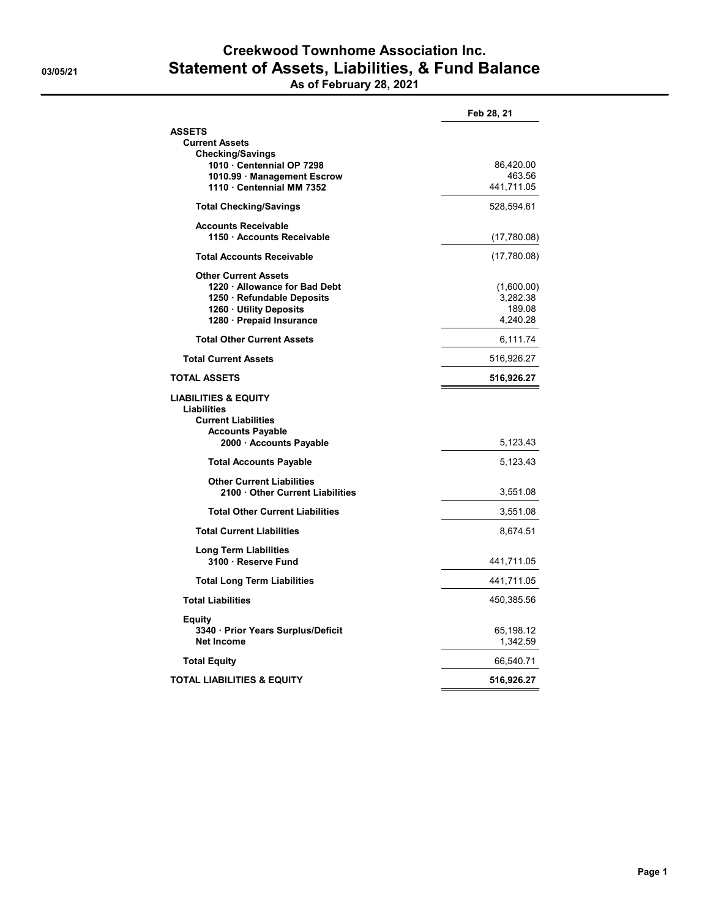# Creekwood Townhome Association Inc.

03/05/21

## Statement of Assets, Liabilities, & Fund Balance

### As of February 28, 2021

| | Feb 28, 21 |
|---|---|
| **ASSETS** | |
| **Current Assets** | |
| **Checking/Savings** | |
| **1010 · Centennial OP 7298** | 86,420.00 |
| **1010.99 · Management Escrow** | 463.56 |
| **1110 · Centennial MM 7352** | 441,711.05 |
| **Total Checking/Savings** | 528,594.61 |
| **Accounts Receivable** | |
| **1150 · Accounts Receivable** | (17,780.08) |
| **Total Accounts Receivable** | (17,780.08) |
| **Other Current Assets** | |
| **1220 · Allowance for Bad Debt** | (1,600.00) |
| **1250 · Refundable Deposits** | 3,282.38 |
| **1260 · Utility Deposits** | 189.08 |
| **1280 · Prepaid Insurance** | 4,240.28 |
| **Total Other Current Assets** | 6,111.74 |
| **Total Current Assets** | 516,926.27 |
| **TOTAL ASSETS** | **516,926.27** |
| **LIABILITIES & EQUITY** | |
| **Liabilities** | |
| **Current Liabilities** | |
| **Accounts Payable** | |
| **2000 · Accounts Payable** | 5,123.43 |
| **Total Accounts Payable** | 5,123.43 |
| **Other Current Liabilities** | |
| **2100 · Other Current Liabilities** | 3,551.08 |
| **Total Other Current Liabilities** | 3,551.08 |
| **Total Current Liabilities** | 8,674.51 |
| **Long Term Liabilities** | |
| **3100 · Reserve Fund** | 441,711.05 |
| **Total Long Term Liabilities** | 441,711.05 |
| **Total Liabilities** | 450,385.56 |
| **Equity** | |
| **3340 · Prior Years Surplus/Deficit** | 65,198.12 |
| **Net Income** | 1,342.59 |
| **Total Equity** | 66,540.71 |
| **TOTAL LIABILITIES & EQUITY** | **516,926.27** |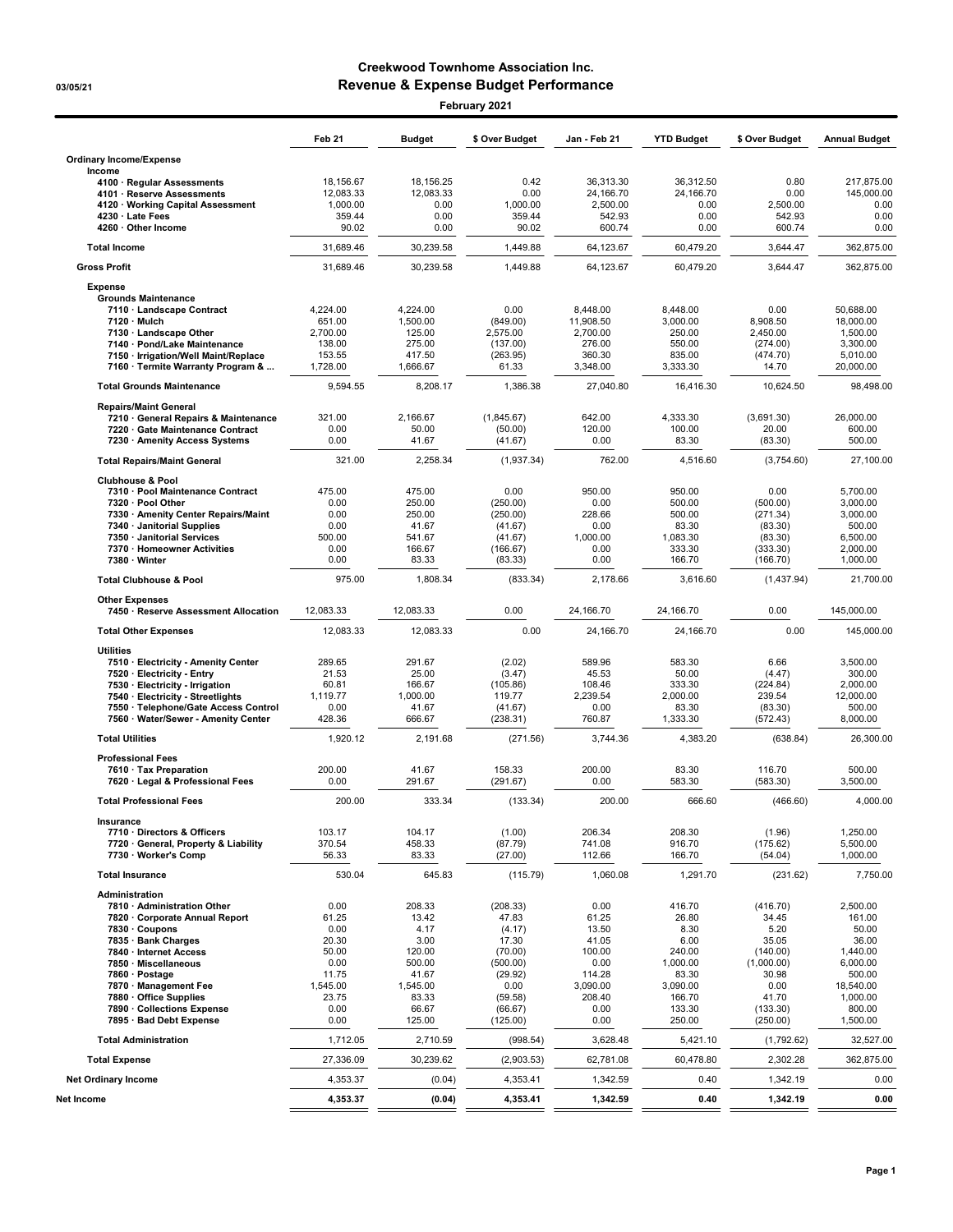# Creekwood Townhome Association Inc.

03/05/21

## Revenue & Expense Budget Performance

### February 2021

| | Feb 21 | Budget | $ Over Budget | Jan - Feb 21 | YTD Budget | $ Over Budget | Annual Budget |
|---|---|---|---|---|---|---|---|
| **Ordinary Income/Expense** | | | | | | | |
| **Income** | | | | | | | |
| 4100 · Regular Assessments | 18,156.67 | 18,156.25 | 0.42 | 36,313.30 | 36,312.50 | 0.80 | 217,875.00 |
| 4101 · Reserve Assessments | 12,083.33 | 12,083.33 | 0.00 | 24,166.70 | 24,166.70 | 0.00 | 145,000.00 |
| 4120 · Working Capital Assessment | 1,000.00 | 0.00 | 1,000.00 | 2,500.00 | 0.00 | 2,500.00 | 0.00 |
| 4230 · Late Fees | 359.44 | 0.00 | 359.44 | 542.93 | 0.00 | 542.93 | 0.00 |
| 4260 · Other Income | 90.02 | 0.00 | 90.02 | 600.74 | 0.00 | 600.74 | 0.00 |
| **Total Income** | 31,689.46 | 30,239.58 | 1,449.88 | 64,123.67 | 60,479.20 | 3,644.47 | 362,875.00 |
| **Gross Profit** | 31,689.46 | 30,239.58 | 1,449.88 | 64,123.67 | 60,479.20 | 3,644.47 | 362,875.00 |
| **Expense** | | | | | | | |
| **Grounds Maintenance** | | | | | | | |
| 7110 · Landscape Contract | 4,224.00 | 4,224.00 | 0.00 | 8,448.00 | 8,448.00 | 0.00 | 50,688.00 |
| 7120 · Mulch | 651.00 | 1,500.00 | (849.00) | 11,908.50 | 3,000.00 | 8,908.50 | 18,000.00 |
| 7130 · Landscape Other | 2,700.00 | 125.00 | 2,575.00 | 2,700.00 | 250.00 | 2,450.00 | 1,500.00 |
| 7140 · Pond/Lake Maintenance | 138.00 | 275.00 | (137.00) | 276.00 | 550.00 | (274.00) | 3,300.00 |
| 7150 · Irrigation/Well Maint/Replace | 153.55 | 417.50 | (263.95) | 360.30 | 835.00 | (474.70) | 5,010.00 |
| 7160 · Termite Warranty Program & ... | 1,728.00 | 1,666.67 | 61.33 | 3,348.00 | 3,333.30 | 14.70 | 20,000.00 |
| **Total Grounds Maintenance** | 9,594.55 | 8,208.17 | 1,386.38 | 27,040.80 | 16,416.30 | 10,624.50 | 98,498.00 |
| **Repairs/Maint General** | | | | | | | |
| 7210 · General Repairs & Maintenance | 321.00 | 2,166.67 | (1,845.67) | 642.00 | 4,333.30 | (3,691.30) | 26,000.00 |
| 7220 · Gate Maintenance Contract | 0.00 | 50.00 | (50.00) | 120.00 | 100.00 | 20.00 | 600.00 |
| 7230 · Amenity Access Systems | 0.00 | 41.67 | (41.67) | 0.00 | 83.30 | (83.30) | 500.00 |
| **Total Repairs/Maint General** | 321.00 | 2,258.34 | (1,937.34) | 762.00 | 4,516.60 | (3,754.60) | 27,100.00 |
| **Clubhouse & Pool** | | | | | | | |
| 7310 · Pool Maintenance Contract | 475.00 | 475.00 | 0.00 | 950.00 | 950.00 | 0.00 | 5,700.00 |
| 7320 · Pool Other | 0.00 | 250.00 | (250.00) | 0.00 | 500.00 | (500.00) | 3,000.00 |
| 7330 · Amenity Center Repairs/Maint | 0.00 | 250.00 | (250.00) | 228.66 | 500.00 | (271.34) | 3,000.00 |
| 7340 · Janitorial Supplies | 0.00 | 41.67 | (41.67) | 0.00 | 83.30 | (83.30) | 500.00 |
| 7350 · Janitorial Services | 500.00 | 541.67 | (41.67) | 1,000.00 | 1,083.30 | (83.30) | 6,500.00 |
| 7370 · Homeowner Activities | 0.00 | 166.67 | (166.67) | 0.00 | 333.30 | (333.30) | 2,000.00 |
| 7380 · Winter | 0.00 | 83.33 | (83.33) | 0.00 | 166.70 | (166.70) | 1,000.00 |
| **Total Clubhouse & Pool** | 975.00 | 1,808.34 | (833.34) | 2,178.66 | 3,616.60 | (1,437.94) | 21,700.00 |
| **Other Expenses** | | | | | | | |
| 7450 · Reserve Assessment Allocation | 12,083.33 | 12,083.33 | 0.00 | 24,166.70 | 24,166.70 | 0.00 | 145,000.00 |
| **Total Other Expenses** | 12,083.33 | 12,083.33 | 0.00 | 24,166.70 | 24,166.70 | 0.00 | 145,000.00 |
| **Utilities** | | | | | | | |
| 7510 · Electricity - Amenity Center | 289.65 | 291.67 | (2.02) | 589.96 | 583.30 | 6.66 | 3,500.00 |
| 7520 · Electricity - Entry | 21.53 | 25.00 | (3.47) | 45.53 | 50.00 | (4.47) | 300.00 |
| 7530 · Electricity - Irrigation | 60.81 | 166.67 | (105.86) | 108.46 | 333.30 | (224.84) | 2,000.00 |
| 7540 · Electricity - Streetlights | 1,119.77 | 1,000.00 | 119.77 | 2,239.54 | 2,000.00 | 239.54 | 12,000.00 |
| 7550 · Telephone/Gate Access Control | 0.00 | 41.67 | (41.67) | 0.00 | 83.30 | (83.30) | 500.00 |
| 7560 · Water/Sewer - Amenity Center | 428.36 | 666.67 | (238.31) | 760.87 | 1,333.30 | (572.43) | 8,000.00 |
| **Total Utilities** | 1,920.12 | 2,191.68 | (271.56) | 3,744.36 | 4,383.20 | (638.84) | 26,300.00 |
| **Professional Fees** | | | | | | | |
| 7610 · Tax Preparation | 200.00 | 41.67 | 158.33 | 200.00 | 83.30 | 116.70 | 500.00 |
| 7620 · Legal & Professional Fees | 0.00 | 291.67 | (291.67) | 0.00 | 583.30 | (583.30) | 3,500.00 |
| **Total Professional Fees** | 200.00 | 333.34 | (133.34) | 200.00 | 666.60 | (466.60) | 4,000.00 |
| **Insurance** | | | | | | | |
| 7710 · Directors & Officers | 103.17 | 104.17 | (1.00) | 206.34 | 208.30 | (1.96) | 1,250.00 |
| 7720 · General, Property & Liability | 370.54 | 458.33 | (87.79) | 741.08 | 916.70 | (175.62) | 5,500.00 |
| 7730 · Worker's Comp | 56.33 | 83.33 | (27.00) | 112.66 | 166.70 | (54.04) | 1,000.00 |
| **Total Insurance** | 530.04 | 645.83 | (115.79) | 1,060.08 | 1,291.70 | (231.62) | 7,750.00 |
| **Administration** | | | | | | | |
| 7810 · Administration Other | 0.00 | 208.33 | (208.33) | 0.00 | 416.70 | (416.70) | 2,500.00 |
| 7820 · Corporate Annual Report | 61.25 | 13.42 | 47.83 | 61.25 | 26.80 | 34.45 | 161.00 |
| 7830 · Coupons | 0.00 | 4.17 | (4.17) | 13.50 | 8.30 | 5.20 | 50.00 |
| 7835 · Bank Charges | 20.30 | 3.00 | 17.30 | 41.05 | 6.00 | 35.05 | 36.00 |
| 7840 · Internet Access | 50.00 | 120.00 | (70.00) | 100.00 | 240.00 | (140.00) | 1,440.00 |
| 7850 · Miscellaneous | 0.00 | 500.00 | (500.00) | 0.00 | 1,000.00 | (1,000.00) | 6,000.00 |
| 7860 · Postage | 11.75 | 41.67 | (29.92) | 114.28 | 83.30 | 30.98 | 500.00 |
| 7870 · Management Fee | 1,545.00 | 1,545.00 | 0.00 | 3,090.00 | 3,090.00 | 0.00 | 18,540.00 |
| 7880 · Office Supplies | 23.75 | 83.33 | (59.58) | 208.40 | 166.70 | 41.70 | 1,000.00 |
| 7890 · Collections Expense | 0.00 | 66.67 | (66.67) | 0.00 | 133.30 | (133.30) | 800.00 |
| 7895 · Bad Debt Expense | 0.00 | 125.00 | (125.00) | 0.00 | 250.00 | (250.00) | 1,500.00 |
| **Total Administration** | 1,712.05 | 2,710.59 | (998.54) | 3,628.48 | 5,421.10 | (1,792.62) | 32,527.00 |
| **Total Expense** | 27,336.09 | 30,239.62 | (2,903.53) | 62,781.08 | 60,478.80 | 2,302.28 | 362,875.00 |
| **Net Ordinary Income** | 4,353.37 | (0.04) | 4,353.41 | 1,342.59 | 0.40 | 1,342.19 | 0.00 |
| **Net Income** | **4,353.37** | **(0.04)** | **4,353.41** | **1,342.59** | **0.40** | **1,342.19** | **0.00** |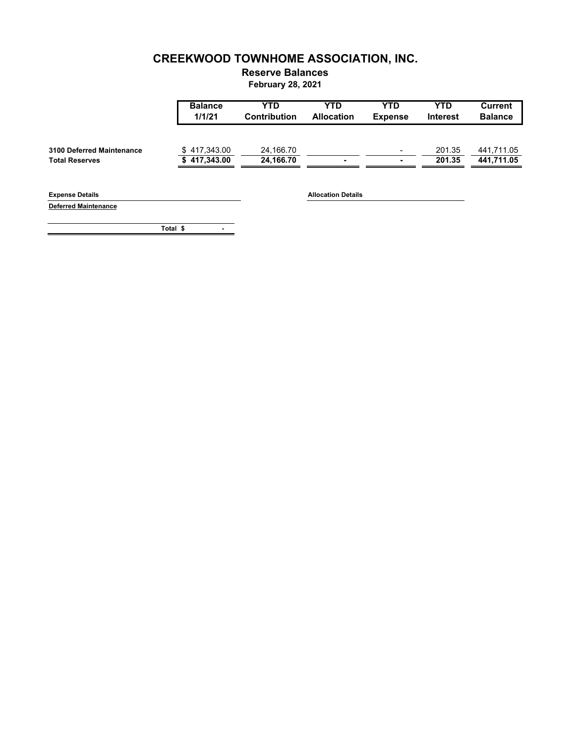# CREEKWOOD TOWNHOME ASSOCIATION, INC.

## Reserve Balances

**February 28, 2021**

| | Balance 1/1/21 | YTD Contribution | YTD Allocation | YTD Expense | YTD Interest | Current Balance |
|---|---|---|---|---|---|---|
| **3100 Deferred Maintenance** | $ 417,343.00 | 24,166.70 | | - | 201.35 | 441,711.05 |
| **Total Reserves** | **$ 417,343.00** | **24,166.70** | **-** | **-** | **201.35** | **441,711.05** |

**Expense Details**

**Deferred Maintenance**

| | |
|---|---|
| **Total $** | **-** |

**Allocation Details**